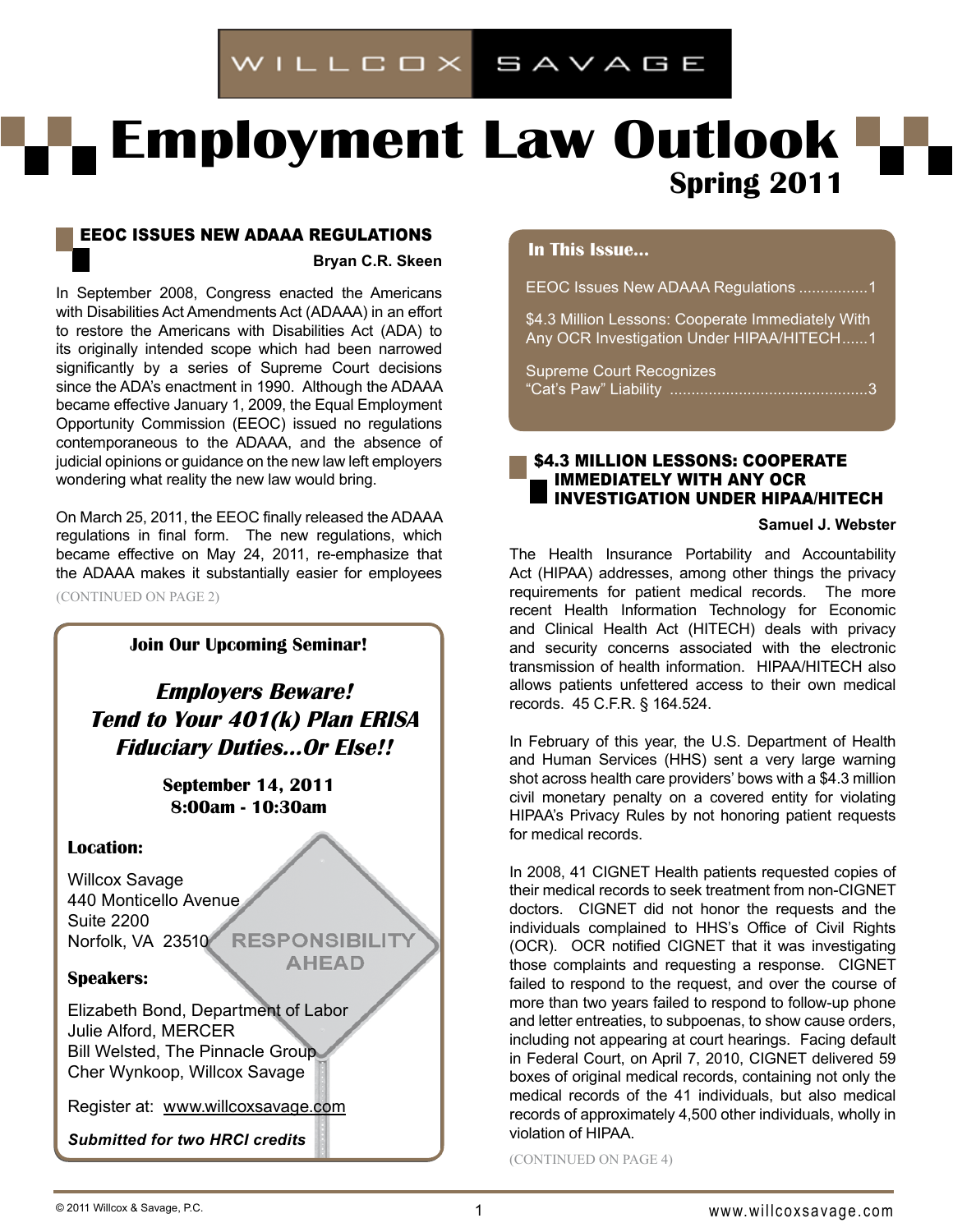WILLCOX SAVAGE

# Employment Law Outlook

**Spring 2011**

## EEOC ISSUES NEW ADAAA REGULATIONS

**Bryan C.R. Skeen**

In September 2008, Congress enacted the Americans with Disabilities Act Amendments Act (ADAAA) in an effort to restore the Americans with Disabilities Act (ADA) to its originally intended scope which had been narrowed significantly by a series of Supreme Court decisions since the ADA's enactment in 1990. Although the ADAAA became effective January 1, 2009, the Equal Employment Opportunity Commission (EEOC) issued no regulations contemporaneous to the ADAAA, and the absence of judicial opinions or guidance on the new law left employers wondering what reality the new law would bring.

On March 25, 2011, the EEOC finally released the ADAAA regulations in final form. The new regulations, which became effective on May 24, 2011, re-emphasize that the ADAAA makes it substantially easier for employees

(CONTINUED ON PAGE 2)

**Join Our Upcoming Seminar!**

***Employers Beware! Tend to Your 401(k) Plan ERISA Fiduciary Duties...Or Else!!***

**September 14, 2011**
**8:00am - 10:30am**

**Location:**

Willcox Savage
440 Monticello Avenue
Suite 2200
Norfolk, VA 23510

RESPONSIBILITY AHEAD

**Speakers:**

Elizabeth Bond, Department of Labor
Julie Alford, MERCER
Bill Welsted, The Pinnacle Group
Cher Wynkoop, Willcox Savage

Register at: www.willcoxsavage.com

***Submitted for two HRCI credits***

**In This Issue...**

- EEOC Issues New ADAAA Regulations ................1
- $4.3 Million Lessons: Cooperate Immediately With Any OCR Investigation Under HIPAA/HITECH......1
- Supreme Court Recognizes "Cat's Paw" Liability .............................................3

## $4.3 MILLION LESSONS: COOPERATE IMMEDIATELY WITH ANY OCR INVESTIGATION UNDER HIPAA/HITECH

**Samuel J. Webster**

The Health Insurance Portability and Accountability Act (HIPAA) addresses, among other things the privacy requirements for patient medical records. The more recent Health Information Technology for Economic and Clinical Health Act (HITECH) deals with privacy and security concerns associated with the electronic transmission of health information. HIPAA/HITECH also allows patients unfettered access to their own medical records. 45 C.F.R. § 164.524.

In February of this year, the U.S. Department of Health and Human Services (HHS) sent a very large warning shot across health care providers' bows with a $4.3 million civil monetary penalty on a covered entity for violating HIPAA's Privacy Rules by not honoring patient requests for medical records.

In 2008, 41 CIGNET Health patients requested copies of their medical records to seek treatment from non-CIGNET doctors. CIGNET did not honor the requests and the individuals complained to HHS's Office of Civil Rights (OCR). OCR notified CIGNET that it was investigating those complaints and requesting a response. CIGNET failed to respond to the request, and over the course of more than two years failed to respond to follow-up phone and letter entreaties, to subpoenas, to show cause orders, including not appearing at court hearings. Facing default in Federal Court, on April 7, 2010, CIGNET delivered 59 boxes of original medical records, containing not only the medical records of the 41 individuals, but also medical records of approximately 4,500 other individuals, wholly in violation of HIPAA.

(CONTINUED ON PAGE 4)

© 2011 Willcox & Savage, P.C.

www.willcoxsavage.com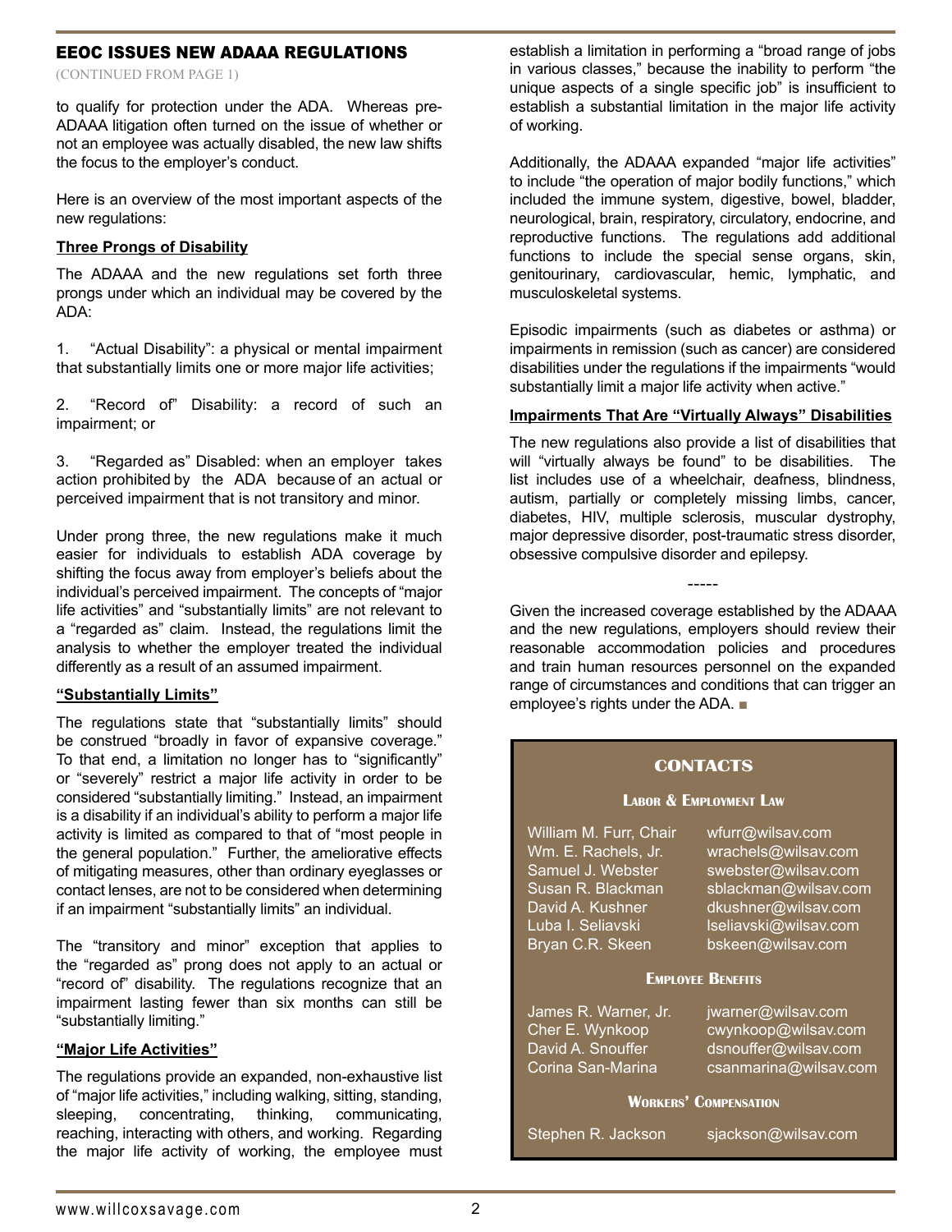## EEOC ISSUES NEW ADAAA REGULATIONS

(CONTINUED FROM PAGE 1)

to qualify for protection under the ADA. Whereas pre-ADAAA litigation often turned on the issue of whether or not an employee was actually disabled, the new law shifts the focus to the employer's conduct.

Here is an overview of the most important aspects of the new regulations:

**Three Prongs of Disability**

The ADAAA and the new regulations set forth three prongs under which an individual may be covered by the ADA:

1. "Actual Disability": a physical or mental impairment that substantially limits one or more major life activities;

2. "Record of" Disability: a record of such an impairment; or

3. "Regarded as" Disabled: when an employer takes action prohibited by the ADA because of an actual or perceived impairment that is not transitory and minor.

Under prong three, the new regulations make it much easier for individuals to establish ADA coverage by shifting the focus away from employer's beliefs about the individual's perceived impairment. The concepts of "major life activities" and "substantially limits" are not relevant to a "regarded as" claim. Instead, the regulations limit the analysis to whether the employer treated the individual differently as a result of an assumed impairment.

**"Substantially Limits"**

The regulations state that "substantially limits" should be construed "broadly in favor of expansive coverage." To that end, a limitation no longer has to "significantly" or "severely" restrict a major life activity in order to be considered "substantially limiting." Instead, an impairment is a disability if an individual's ability to perform a major life activity is limited as compared to that of "most people in the general population." Further, the ameliorative effects of mitigating measures, other than ordinary eyeglasses or contact lenses, are not to be considered when determining if an impairment "substantially limits" an individual.

The "transitory and minor" exception that applies to the "regarded as" prong does not apply to an actual or "record of" disability. The regulations recognize that an impairment lasting fewer than six months can still be "substantially limiting."

**"Major Life Activities"**

The regulations provide an expanded, non-exhaustive list of "major life activities," including walking, sitting, standing, sleeping, concentrating, thinking, communicating, reaching, interacting with others, and working. Regarding the major life activity of working, the employee must establish a limitation in performing a "broad range of jobs in various classes," because the inability to perform "the unique aspects of a single specific job" is insufficient to establish a substantial limitation in the major life activity of working.

Additionally, the ADAAA expanded "major life activities" to include "the operation of major bodily functions," which included the immune system, digestive, bowel, bladder, neurological, brain, respiratory, circulatory, endocrine, and reproductive functions. The regulations add additional functions to include the special sense organs, skin, genitourinary, cardiovascular, hemic, lymphatic, and musculoskeletal systems.

Episodic impairments (such as diabetes or asthma) or impairments in remission (such as cancer) are considered disabilities under the regulations if the impairments "would substantially limit a major life activity when active."

**Impairments That Are "Virtually Always" Disabilities**

The new regulations also provide a list of disabilities that will "virtually always be found" to be disabilities. The list includes use of a wheelchair, deafness, blindness, autism, partially or completely missing limbs, cancer, diabetes, HIV, multiple sclerosis, muscular dystrophy, major depressive disorder, post-traumatic stress disorder, obsessive compulsive disorder and epilepsy.

-----

Given the increased coverage established by the ADAAA and the new regulations, employers should review their reasonable accommodation policies and procedures and train human resources personnel on the expanded range of circumstances and conditions that can trigger an employee's rights under the ADA. ■

### CONTACTS

**Labor & Employment Law**

| | |
|---|---|
| William M. Furr, Chair | wfurr@wilsav.com |
| Wm. E. Rachels, Jr. | wrachels@wilsav.com |
| Samuel J. Webster | swebster@wilsav.com |
| Susan R. Blackman | sblackman@wilsav.com |
| David A. Kushner | dkushner@wilsav.com |
| Luba I. Seliavski | lseliavski@wilsav.com |
| Bryan C.R. Skeen | bskeen@wilsav.com |

**Employee Benefits**

| | |
|---|---|
| James R. Warner, Jr. | jwarner@wilsav.com |
| Cher E. Wynkoop | cwynkoop@wilsav.com |
| David A. Snouffer | dsnouffer@wilsav.com |
| Corina San-Marina | csanmarina@wilsav.com |

**Workers' Compensation**

| | |
|---|---|
| Stephen R. Jackson | sjackson@wilsav.com |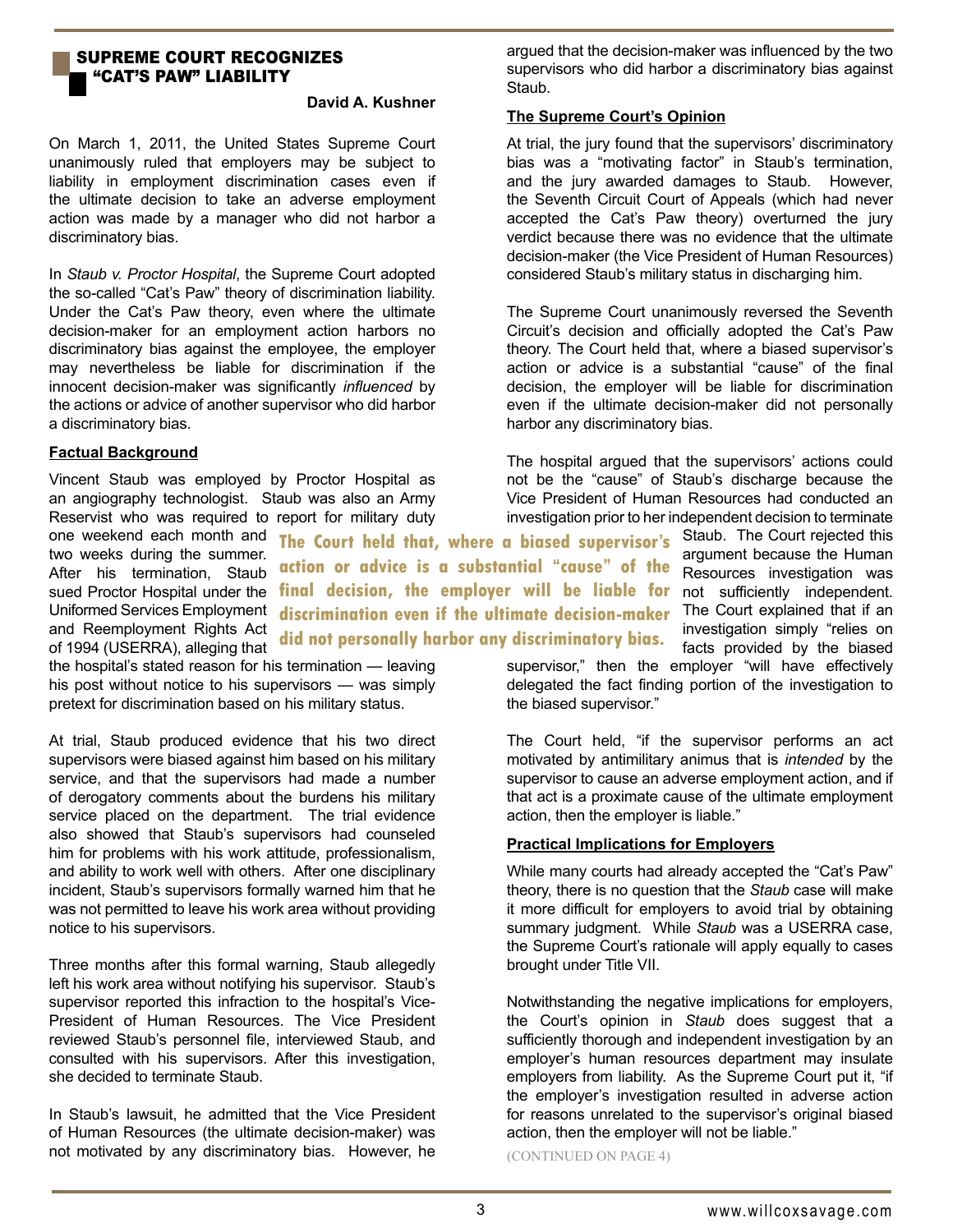## SUPREME COURT RECOGNIZES "CAT'S PAW" LIABILITY

**David A. Kushner**

On March 1, 2011, the United States Supreme Court unanimously ruled that employers may be subject to liability in employment discrimination cases even if the ultimate decision to take an adverse employment action was made by a manager who did not harbor a discriminatory bias.

In *Staub v. Proctor Hospital*, the Supreme Court adopted the so-called "Cat's Paw" theory of discrimination liability. Under the Cat's Paw theory, even where the ultimate decision-maker for an employment action harbors no discriminatory bias against the employee, the employer may nevertheless be liable for discrimination if the innocent decision-maker was significantly *influenced* by the actions or advice of another supervisor who did harbor a discriminatory bias.

**Factual Background**

Vincent Staub was employed by Proctor Hospital as an angiography technologist. Staub was also an Army Reservist who was required to report for military duty one weekend each month and two weeks during the summer. After his termination, Staub sued Proctor Hospital under the Uniformed Services Employment and Reemployment Rights Act of 1994 (USERRA), alleging that the hospital's stated reason for his termination — leaving his post without notice to his supervisors — was simply pretext for discrimination based on his military status.

At trial, Staub produced evidence that his two direct supervisors were biased against him based on his military service, and that the supervisors had made a number of derogatory comments about the burdens his military service placed on the department. The trial evidence also showed that Staub's supervisors had counseled him for problems with his work attitude, professionalism, and ability to work well with others. After one disciplinary incident, Staub's supervisors formally warned him that he was not permitted to leave his work area without providing notice to his supervisors.

Three months after this formal warning, Staub allegedly left his work area without notifying his supervisor. Staub's supervisor reported this infraction to the hospital's Vice-President of Human Resources. The Vice President reviewed Staub's personnel file, interviewed Staub, and consulted with his supervisors. After this investigation, she decided to terminate Staub.

In Staub's lawsuit, he admitted that the Vice President of Human Resources (the ultimate decision-maker) was not motivated by any discriminatory bias. However, he argued that the decision-maker was influenced by the two supervisors who did harbor a discriminatory bias against Staub.

**The Supreme Court's Opinion**

At trial, the jury found that the supervisors' discriminatory bias was a "motivating factor" in Staub's termination, and the jury awarded damages to Staub. However, the Seventh Circuit Court of Appeals (which had never accepted the Cat's Paw theory) overturned the jury verdict because there was no evidence that the ultimate decision-maker (the Vice President of Human Resources) considered Staub's military status in discharging him.

The Supreme Court unanimously reversed the Seventh Circuit's decision and officially adopted the Cat's Paw theory. The Court held that, where a biased supervisor's action or advice is a substantial "cause" of the final decision, the employer will be liable for discrimination even if the ultimate decision-maker did not personally harbor any discriminatory bias.

> **The Court held that, where a biased supervisor's action or advice is a substantial "cause" of the final decision, the employer will be liable for discrimination even if the ultimate decision-maker did not personally harbor any discriminatory bias.**

The hospital argued that the supervisors' actions could not be the "cause" of Staub's discharge because the Vice President of Human Resources had conducted an investigation prior to her independent decision to terminate Staub. The Court rejected this argument because the Human Resources investigation was not sufficiently independent. The Court explained that if an investigation simply "relies on facts provided by the biased supervisor," then the employer "will have effectively delegated the fact finding portion of the investigation to the biased supervisor."

The Court held, "if the supervisor performs an act motivated by antimilitary animus that is *intended* by the supervisor to cause an adverse employment action, and if that act is a proximate cause of the ultimate employment action, then the employer is liable."

**Practical Implications for Employers**

While many courts had already accepted the "Cat's Paw" theory, there is no question that the *Staub* case will make it more difficult for employers to avoid trial by obtaining summary judgment. While *Staub* was a USERRA case, the Supreme Court's rationale will apply equally to cases brought under Title VII.

Notwithstanding the negative implications for employers, the Court's opinion in *Staub* does suggest that a sufficiently thorough and independent investigation by an employer's human resources department may insulate employers from liability. As the Supreme Court put it, "if the employer's investigation resulted in adverse action for reasons unrelated to the supervisor's original biased action, then the employer will not be liable."

(CONTINUED ON PAGE 4)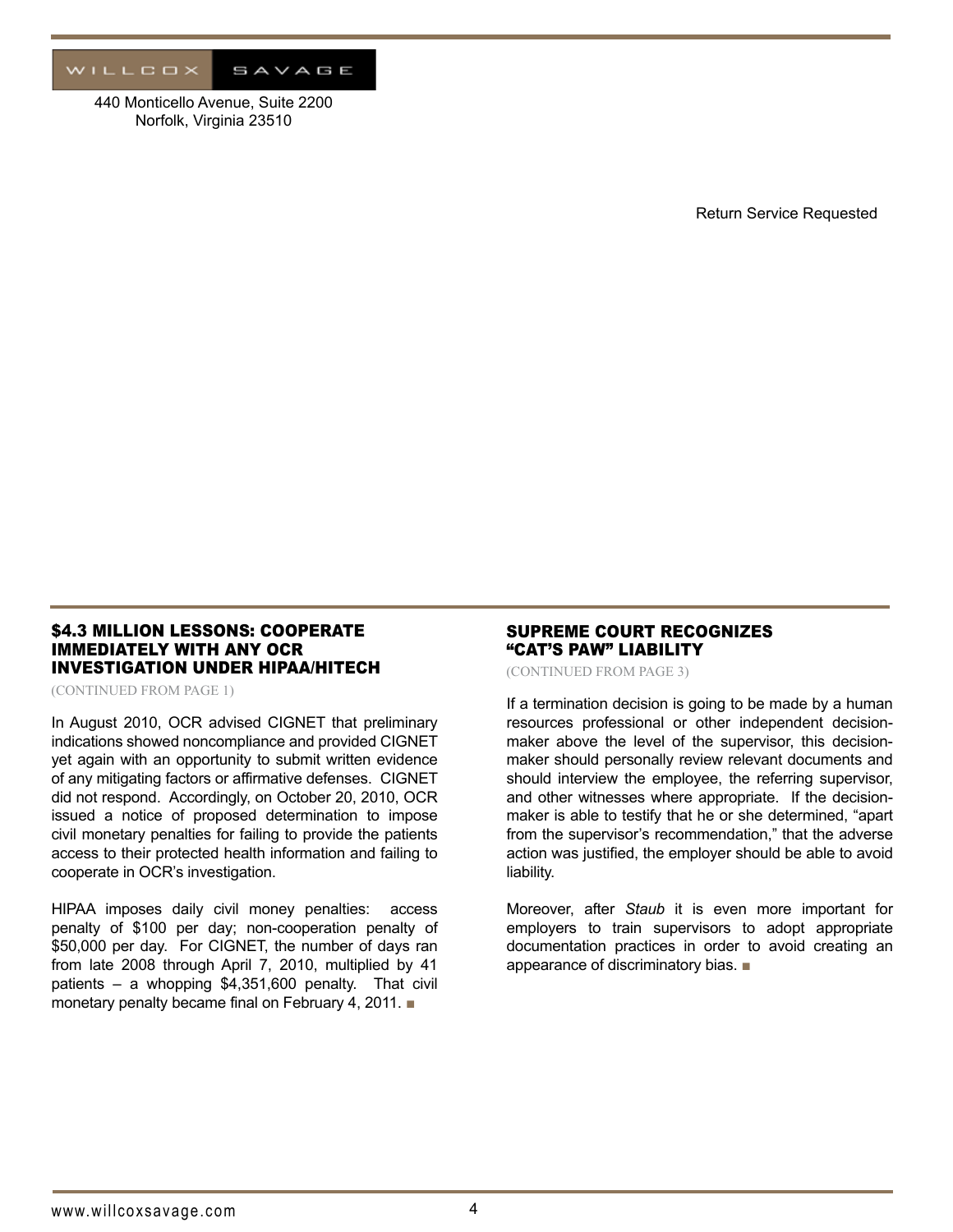WILLCOX SAVAGE

440 Monticello Avenue, Suite 2200
Norfolk, Virginia 23510

Return Service Requested

## $4.3 MILLION LESSONS: COOPERATE IMMEDIATELY WITH ANY OCR INVESTIGATION UNDER HIPAA/HITECH

(CONTINUED FROM PAGE 1)

In August 2010, OCR advised CIGNET that preliminary indications showed noncompliance and provided CIGNET yet again with an opportunity to submit written evidence of any mitigating factors or affirmative defenses. CIGNET did not respond. Accordingly, on October 20, 2010, OCR issued a notice of proposed determination to impose civil monetary penalties for failing to provide the patients access to their protected health information and failing to cooperate in OCR's investigation.

HIPAA imposes daily civil money penalties: access penalty of $100 per day; non-cooperation penalty of $50,000 per day. For CIGNET, the number of days ran from late 2008 through April 7, 2010, multiplied by 41 patients – a whopping $4,351,600 penalty. That civil monetary penalty became final on February 4, 2011. ■

## SUPREME COURT RECOGNIZES "CAT'S PAW" LIABILITY

(CONTINUED FROM PAGE 3)

If a termination decision is going to be made by a human resources professional or other independent decision-maker above the level of the supervisor, this decision-maker should personally review relevant documents and should interview the employee, the referring supervisor, and other witnesses where appropriate. If the decision-maker is able to testify that he or she determined, "apart from the supervisor's recommendation," that the adverse action was justified, the employer should be able to avoid liability.

Moreover, after *Staub* it is even more important for employers to train supervisors to adopt appropriate documentation practices in order to avoid creating an appearance of discriminatory bias. ■

www.willcoxsavage.com